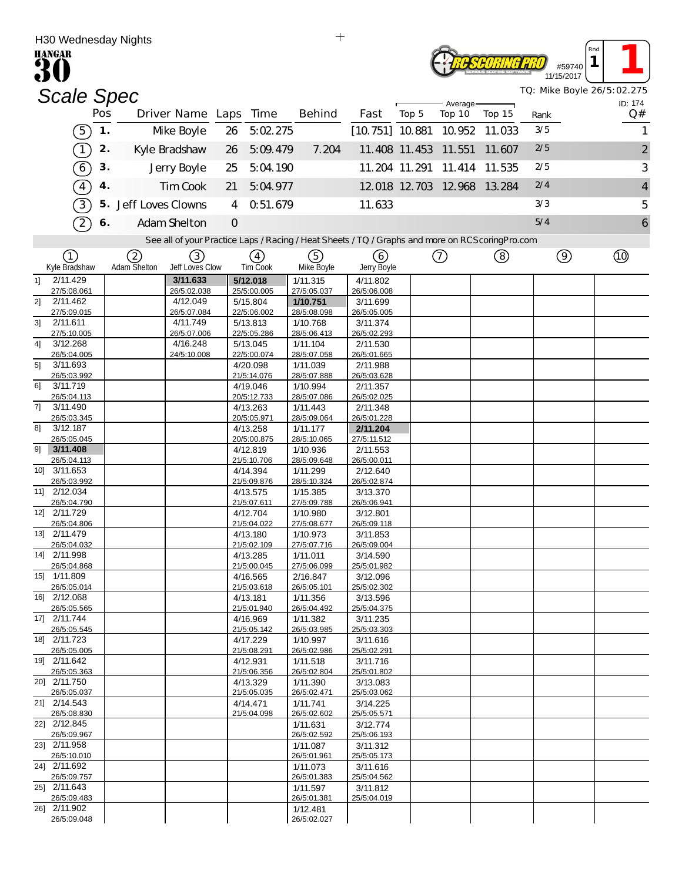H30 Wednesday Nights

HANGAR 30

RC SCORING PRO — #59740 — 11/15/2017 — Rnd 1 — 1

# Scale Spec

TQ: Mike Boyle 26/5:02.275

ID: 174

| | Pos | Driver Name | Laps | Time | Behind | Fast | Average Top 5 | Average Top 10 | Average Top 15 | Rank | Q# |
|---|---|---|---|---|---|---|---|---|---|---|---|
| (5) | 1. | Mike Boyle | 26 | 5:02.275 | | [10.751] | 10.881 | 10.952 | 11.033 | 3/5 | 1 |
| (1) | 2. | Kyle Bradshaw | 26 | 5:09.479 | 7.204 | 11.408 | 11.453 | 11.551 | 11.607 | 2/5 | 2 |
| (6) | 3. | Jerry Boyle | 25 | 5:04.190 | | 11.204 | 11.291 | 11.414 | 11.535 | 2/5 | 3 |
| (4) | 4. | Tim Cook | 21 | 5:04.977 | | 12.018 | 12.703 | 12.968 | 13.284 | 2/4 | 4 |
| (3) | 5. | Jeff Loves Clowns | 4 | 0:51.679 | | 11.633 | | | | 3/3 | 5 |
| (2) | 6. | Adam Shelton | 0 | | | | | | | 5/4 | 6 |

See all of your Practice Laps / Racing / Heat Sheets / TQ / Graphs and more on RCScoringPro.com

| Lap | (1) Kyle Bradshaw | (2) Adam Shelton | (3) Jeff Loves Clow | (4) Tim Cook | (5) Mike Boyle | (6) Jerry Boyle | (7) | (8) | (9) | (10) |
|---|---|---|---|---|---|---|---|---|---|---|
| 1] | 2/11.429 27/5:08.061 | | 3/11.633 26/5:02.038 | 5/12.018 25/5:00.005 | 1/11.315 27/5:05.037 | 4/11.802 26/5:06.008 | | | | |
| 2] | 2/11.462 27/5:09.015 | | 4/12.049 26/5:07.084 | 5/15.804 22/5:06.002 | 1/10.751 28/5:08.098 | 3/11.699 26/5:05.005 | | | | |
| 3] | 2/11.611 27/5:10.005 | | 4/11.749 26/5:07.006 | 5/13.813 22/5:05.286 | 1/10.768 28/5:06.413 | 3/11.374 26/5:02.293 | | | | |
| 4] | 3/12.268 26/5:04.005 | | 4/16.248 24/5:10.008 | 5/13.045 22/5:00.074 | 1/11.104 28/5:07.058 | 2/11.530 26/5:01.665 | | | | |
| 5] | 3/11.693 26/5:03.992 | | | 4/20.098 21/5:14.076 | 1/11.039 28/5:07.888 | 2/11.988 26/5:03.628 | | | | |
| 6] | 3/11.719 26/5:04.113 | | | 4/19.046 20/5:12.733 | 1/10.994 28/5:07.086 | 2/11.357 26/5:02.025 | | | | |
| 7] | 3/11.490 26/5:03.345 | | | 4/13.263 20/5:05.971 | 1/11.443 28/5:09.064 | 2/11.348 26/5:01.228 | | | | |
| 8] | 3/12.187 26/5:05.045 | | | 4/13.258 20/5:00.875 | 1/11.177 28/5:10.065 | 2/11.204 27/5:11.512 | | | | |
| 9] | 3/11.408 26/5:04.113 | | | 4/12.819 21/5:10.706 | 1/10.936 28/5:09.648 | 2/11.553 26/5:00.011 | | | | |
| 10] | 3/11.653 26/5:03.992 | | | 4/14.394 21/5:09.876 | 1/11.299 28/5:10.324 | 2/12.640 26/5:02.874 | | | | |
| 11] | 2/12.034 26/5:04.790 | | | 4/13.575 21/5:07.611 | 1/15.385 27/5:09.788 | 3/13.370 26/5:06.941 | | | | |
| 12] | 2/11.729 26/5:04.806 | | | 4/12.704 21/5:04.022 | 1/10.980 27/5:08.677 | 3/12.801 26/5:09.118 | | | | |
| 13] | 2/11.479 26/5:04.032 | | | 4/13.180 21/5:02.109 | 1/10.973 27/5:07.716 | 3/11.853 26/5:09.004 | | | | |
| 14] | 2/11.998 26/5:04.868 | | | 4/13.285 21/5:00.045 | 1/11.011 27/5:06.099 | 3/14.590 25/5:01.982 | | | | |
| 15] | 1/11.809 26/5:05.014 | | | 4/16.565 21/5:03.618 | 2/16.847 26/5:05.101 | 3/12.096 25/5:02.302 | | | | |
| 16] | 2/12.068 26/5:05.565 | | | 4/13.181 21/5:01.940 | 1/11.356 26/5:04.492 | 3/13.596 25/5:04.375 | | | | |
| 17] | 2/11.744 26/5:05.545 | | | 4/16.969 21/5:05.142 | 1/11.382 26/5:03.985 | 3/11.235 25/5:03.303 | | | | |
| 18] | 2/11.723 26/5:05.005 | | | 4/17.229 21/5:08.291 | 1/10.997 26/5:02.986 | 3/11.616 25/5:02.291 | | | | |
| 19] | 2/11.642 26/5:05.363 | | | 4/12.931 21/5:06.356 | 1/11.518 26/5:02.804 | 3/11.716 25/5:01.802 | | | | |
| 20] | 2/11.750 26/5:05.037 | | | 4/13.329 21/5:05.035 | 1/11.390 26/5:02.471 | 3/13.083 25/5:03.062 | | | | |
| 21] | 2/14.543 26/5:08.830 | | | 4/14.471 21/5:04.098 | 1/11.741 26/5:02.602 | 3/14.225 25/5:05.571 | | | | |
| 22] | 2/12.845 26/5:09.967 | | | | 1/11.631 26/5:02.592 | 3/12.774 25/5:06.193 | | | | |
| 23] | 2/11.958 26/5:10.010 | | | | 1/11.087 26/5:01.961 | 3/11.312 25/5:05.173 | | | | |
| 24] | 2/11.692 26/5:09.757 | | | | 1/11.073 26/5:01.383 | 3/11.616 25/5:04.562 | | | | |
| 25] | 2/11.643 26/5:09.483 | | | | 1/11.597 26/5:01.381 | 3/11.812 25/5:04.019 | | | | |
| 26] | 2/11.902 26/5:09.048 | | | | 1/12.481 26/5:02.027 | | | | | |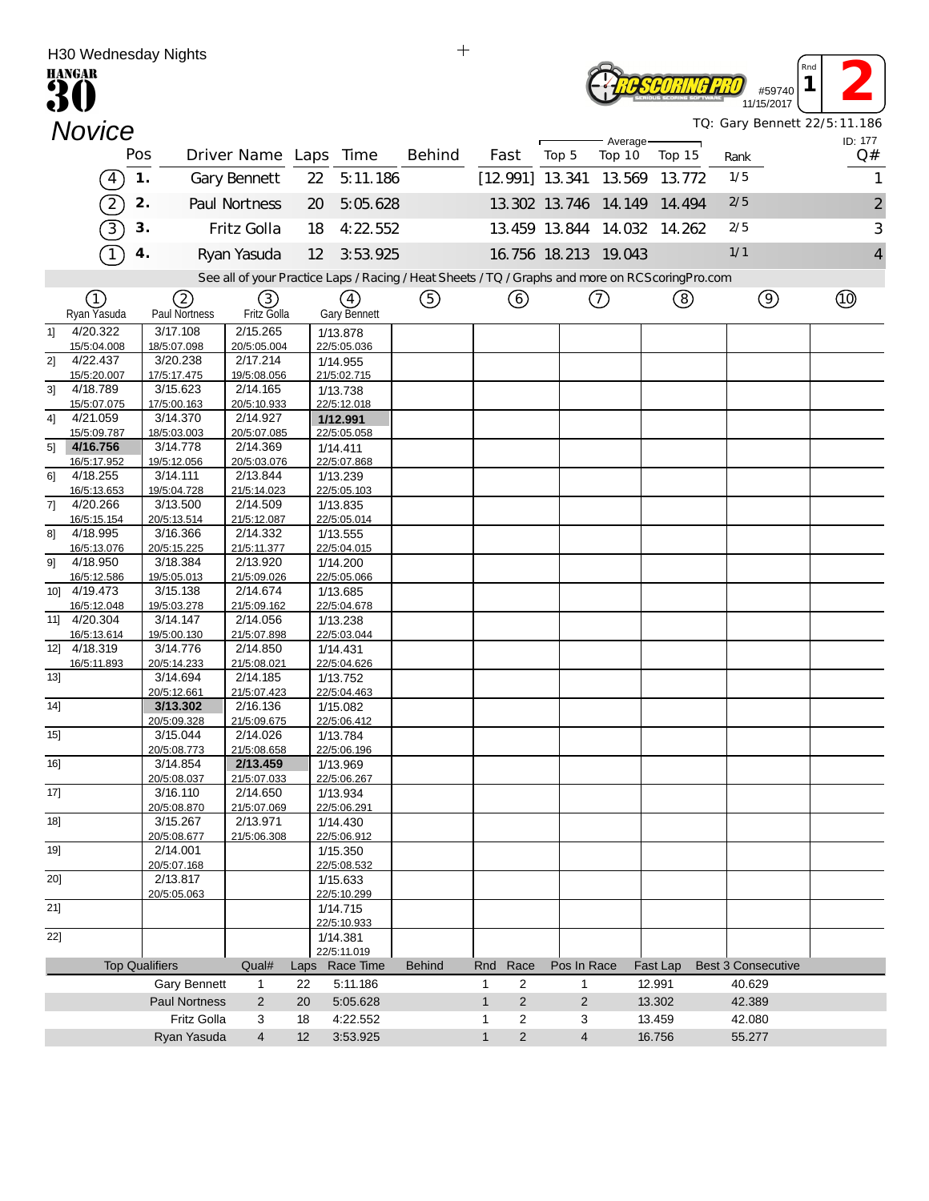H30 Wednesday Nights

**HANGAR 30**

#59740 — 11/15/2017 — Rnd 1 — 2

# Novice

TQ: Gary Bennett 22/5:11.186

ID: 177

| | Pos | Driver Name | Laps | Time | Behind | Fast | Top 5 (Average) | Top 10 (Average) | Top 15 (Average) | Rank | Q# |
|---|---|---|---|---|---|---|---|---|---|---|---|
| (4) | 1. | Gary Bennett | 22 | 5:11.186 | | [12.991] | 13.341 | 13.569 | 13.772 | 1/5 | 1 |
| (2) | 2. | Paul Nortness | 20 | 5:05.628 | | 13.302 | 13.746 | 14.149 | 14.494 | 2/5 | 2 |
| (3) | 3. | Fritz Golla | 18 | 4:22.552 | | 13.459 | 13.844 | 14.032 | 14.262 | 2/5 | 3 |
| (1) | 4. | Ryan Yasuda | 12 | 3:53.925 | | 16.756 | 18.213 | 19.043 | | 1/1 | 4 |

See all of your Practice Laps / Racing / Heat Sheets / TQ / Graphs and more on RCScoringPro.com

| Lap | (1) Ryan Yasuda | (2) Paul Nortness | (3) Fritz Golla | (4) Gary Bennett | (5) | (6) | (7) | (8) | (9) | (10) |
|---|---|---|---|---|---|---|---|---|---|---|
| 1] | 4/20.322 15/5:04.008 | 3/17.108 18/5:07.098 | 2/15.265 20/5:05.004 | 1/13.878 22/5:05.036 | | | | | | |
| 2] | 4/22.437 15/5:20.007 | 3/20.238 17/5:17.475 | 2/17.214 19/5:08.056 | 1/14.955 21/5:02.715 | | | | | | |
| 3] | 4/18.789 15/5:07.075 | 3/15.623 17/5:00.163 | 2/14.165 20/5:10.933 | 1/13.738 22/5:12.018 | | | | | | |
| 4] | 4/21.059 15/5:09.787 | 3/14.370 18/5:03.003 | 2/14.927 20/5:07.085 | **1/12.991** 22/5:05.058 | | | | | | |
| 5] | **4/16.756** 16/5:17.952 | 3/14.778 19/5:12.056 | 2/14.369 20/5:03.076 | 1/14.411 22/5:07.868 | | | | | | |
| 6] | 4/18.255 16/5:13.653 | 3/14.111 19/5:04.728 | 2/13.844 21/5:14.023 | 1/13.239 22/5:05.103 | | | | | | |
| 7] | 4/20.266 16/5:15.154 | 3/13.500 20/5:13.514 | 2/14.509 21/5:12.087 | 1/13.835 22/5:05.014 | | | | | | |
| 8] | 4/18.995 16/5:13.076 | 3/16.366 20/5:15.225 | 2/14.332 21/5:11.377 | 1/13.555 22/5:04.015 | | | | | | |
| 9] | 4/18.950 16/5:12.586 | 3/18.384 19/5:05.013 | 2/13.920 21/5:09.026 | 1/14.200 22/5:05.066 | | | | | | |
| 10] | 4/19.473 16/5:12.048 | 3/15.138 19/5:03.278 | 2/14.674 21/5:09.162 | 1/13.685 22/5:04.678 | | | | | | |
| 11] | 4/20.304 16/5:13.614 | 3/14.147 19/5:00.130 | 2/14.056 21/5:07.898 | 1/13.238 22/5:03.044 | | | | | | |
| 12] | 4/18.319 16/5:11.893 | 3/14.776 20/5:14.233 | 2/14.850 21/5:08.021 | 1/14.431 22/5:04.626 | | | | | | |
| 13] | | 3/14.694 20/5:12.661 | 2/14.185 21/5:07.423 | 1/13.752 22/5:04.463 | | | | | | |
| 14] | | **3/13.302** 20/5:09.328 | 2/16.136 21/5:09.675 | 1/15.082 22/5:06.412 | | | | | | |
| 15] | | 3/15.044 20/5:08.773 | 2/14.026 21/5:08.658 | 1/13.784 22/5:06.196 | | | | | | |
| 16] | | 3/14.854 20/5:08.037 | **2/13.459** 21/5:07.033 | 1/13.969 22/5:06.267 | | | | | | |
| 17] | | 3/16.110 20/5:08.870 | 2/14.650 21/5:07.069 | 1/13.934 22/5:06.291 | | | | | | |
| 18] | | 3/15.267 20/5:08.677 | 2/13.971 21/5:06.308 | 1/14.430 22/5:06.912 | | | | | | |
| 19] | | 2/14.001 20/5:07.168 | | 1/15.350 22/5:08.532 | | | | | | |
| 20] | | 2/13.817 20/5:05.063 | | 1/15.633 22/5:10.299 | | | | | | |
| 21] | | | | 1/14.715 22/5:10.933 | | | | | | |
| 22] | | | | 1/14.381 22/5:11.019 | | | | | | |

| Top Qualifiers | Qual# | Laps | Race Time | Behind | Rnd | Race | Pos In Race | Fast Lap | Best 3 Consecutive |
|---|---|---|---|---|---|---|---|---|---|
| Gary Bennett | 1 | 22 | 5:11.186 | | 1 | 2 | 1 | 12.991 | 40.629 |
| Paul Nortness | 2 | 20 | 5:05.628 | | 1 | 2 | 2 | 13.302 | 42.389 |
| Fritz Golla | 3 | 18 | 4:22.552 | | 1 | 2 | 3 | 13.459 | 42.080 |
| Ryan Yasuda | 4 | 12 | 3:53.925 | | 1 | 2 | 4 | 16.756 | 55.277 |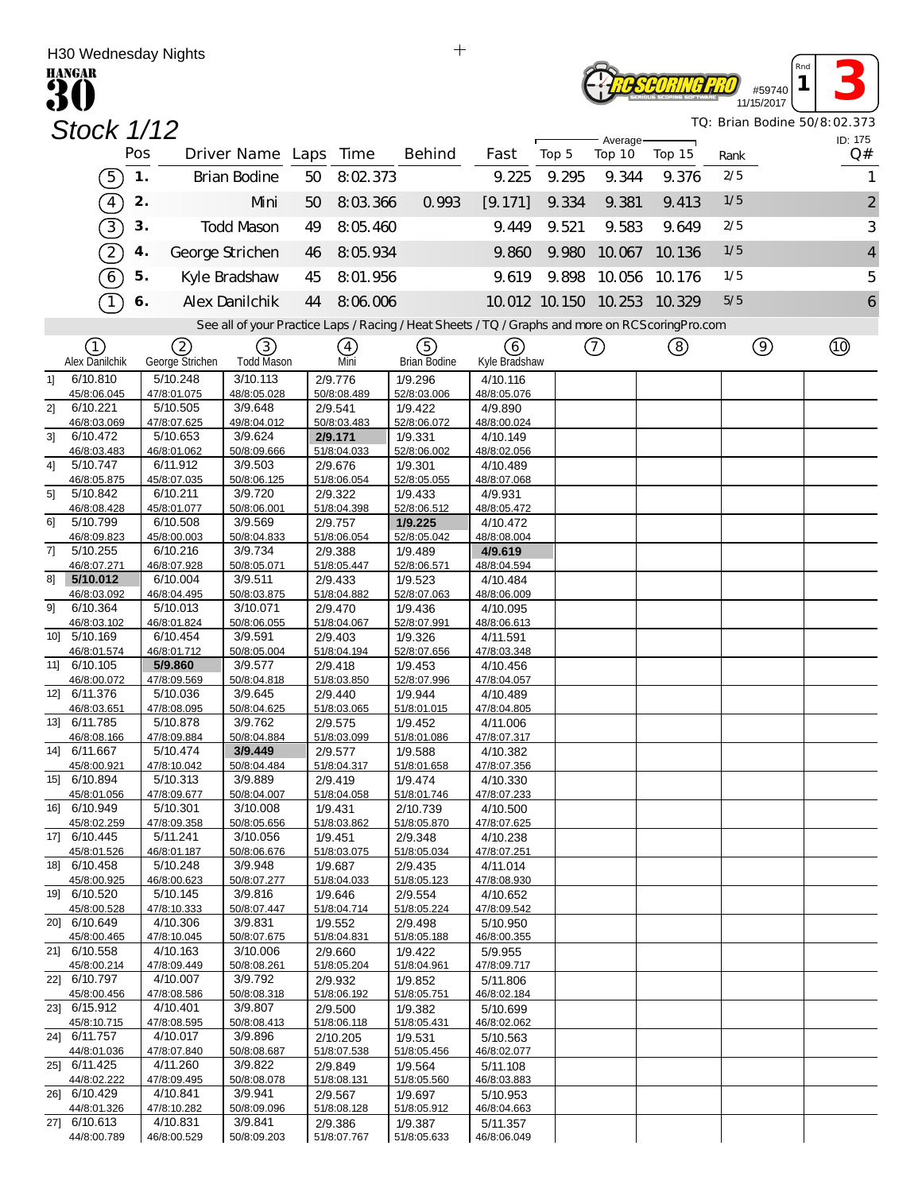H30 Wednesday Nights

**HANGAR 30**

#59740 11/15/2017 Rnd 1 **3**

## Stock 1/12

TQ: Brian Bodine 50/8:02.373

ID: 175

| | Pos | Driver Name | Laps | Time | Behind | Fast | Average Top 5 | Average Top 10 | Average Top 15 | Rank | Q# |
|---|---|---|---|---|---|---|---|---|---|---|---|
| (5) | 1. | Brian Bodine | 50 | 8:02.373 | | 9.225 | 9.295 | 9.344 | 9.376 | 2/5 | 1 |
| (4) | 2. | Mini | 50 | 8:03.366 | 0.993 | [9.171] | 9.334 | 9.381 | 9.413 | 1/5 | 2 |
| (3) | 3. | Todd Mason | 49 | 8:05.460 | | 9.449 | 9.521 | 9.583 | 9.649 | 2/5 | 3 |
| (2) | 4. | George Strichen | 46 | 8:05.934 | | 9.860 | 9.980 | 10.067 | 10.136 | 1/5 | 4 |
| (6) | 5. | Kyle Bradshaw | 45 | 8:01.956 | | 9.619 | 9.898 | 10.056 | 10.176 | 1/5 | 5 |
| (1) | 6. | Alex Danilchik | 44 | 8:06.006 | | 10.012 | 10.150 | 10.253 | 10.329 | 5/5 | 6 |

See all of your Practice Laps / Racing / Heat Sheets / TQ / Graphs and more on RCScoringPro.com

| | (1) Alex Danilchik | (2) George Strichen | (3) Todd Mason | (4) Mini | (5) Brian Bodine | (6) Kyle Bradshaw | (7) | (8) | (9) | (10) |
|---|---|---|---|---|---|---|---|---|---|---|
| 1] | 6/10.810<br>45/8:06.045 | 5/10.248<br>47/8:01.075 | 3/10.113<br>48/8:05.028 | 2/9.776<br>50/8:08.489 | 1/9.296<br>52/8:03.006 | 4/10.116<br>48/8:05.076 | | | | |
| 2] | 6/10.221<br>46/8:03.069 | 5/10.505<br>47/8:07.625 | 3/9.648<br>49/8:04.012 | 2/9.541<br>50/8:03.483 | 1/9.422<br>52/8:06.072 | 4/9.890<br>48/8:00.024 | | | | |
| 3] | 6/10.472<br>46/8:03.483 | 5/10.653<br>46/8:01.062 | 3/9.624<br>50/8:09.666 | **2/9.171**<br>51/8:04.033 | 1/9.331<br>52/8:06.002 | 4/10.149<br>48/8:02.056 | | | | |
| 4] | 5/10.747<br>46/8:05.875 | 6/11.912<br>45/8:07.035 | 3/9.503<br>50/8:06.125 | 2/9.676<br>51/8:06.054 | 1/9.301<br>52/8:05.055 | 4/10.489<br>48/8:07.068 | | | | |
| 5] | 5/10.842<br>46/8:08.428 | 6/10.211<br>45/8:01.077 | 3/9.720<br>50/8:06.001 | 2/9.322<br>51/8:04.398 | 1/9.433<br>52/8:06.512 | 4/9.931<br>48/8:05.472 | | | | |
| 6] | 5/10.799<br>46/8:09.823 | 6/10.508<br>45/8:00.003 | 3/9.569<br>50/8:04.833 | 2/9.757<br>51/8:06.054 | **1/9.225**<br>52/8:05.042 | 4/10.472<br>48/8:08.004 | | | | |
| 7] | 5/10.255<br>46/8:07.271 | 6/10.216<br>46/8:07.928 | 3/9.734<br>50/8:05.071 | 2/9.388<br>51/8:05.447 | 1/9.489<br>52/8:06.571 | **4/9.619**<br>48/8:04.594 | | | | |
| 8] | **5/10.012**<br>46/8:03.092 | 6/10.004<br>46/8:04.495 | 3/9.511<br>50/8:03.875 | 2/9.433<br>51/8:04.882 | 1/9.523<br>52/8:07.063 | 4/10.484<br>48/8:06.009 | | | | |
| 9] | 6/10.364<br>46/8:03.102 | 5/10.013<br>46/8:01.824 | 3/10.071<br>50/8:06.055 | 2/9.470<br>51/8:04.067 | 1/9.436<br>52/8:07.991 | 4/10.095<br>48/8:06.613 | | | | |
| 10] | 5/10.169<br>46/8:01.574 | 6/10.454<br>46/8:01.712 | 3/9.591<br>50/8:05.004 | 2/9.403<br>51/8:04.194 | 1/9.326<br>52/8:07.656 | 4/11.591<br>47/8:03.348 | | | | |
| 11] | 6/10.105<br>46/8:00.072 | **5/9.860**<br>47/8:09.569 | 3/9.577<br>50/8:04.818 | 2/9.418<br>51/8:03.850 | 1/9.453<br>52/8:07.996 | 4/10.456<br>47/8:04.057 | | | | |
| 12] | 6/11.376<br>46/8:03.651 | 5/10.036<br>47/8:08.095 | 3/9.645<br>50/8:04.625 | 2/9.440<br>51/8:03.065 | 1/9.944<br>51/8:01.015 | 4/10.489<br>47/8:04.805 | | | | |
| 13] | 6/11.785<br>46/8:08.166 | 5/10.878<br>47/8:09.884 | 3/9.762<br>50/8:04.884 | 2/9.575<br>51/8:03.099 | 1/9.452<br>51/8:01.086 | 4/11.006<br>47/8:07.317 | | | | |
| 14] | 6/11.667<br>45/8:00.921 | 5/10.474<br>47/8:10.042 | **3/9.449**<br>50/8:04.484 | 2/9.577<br>51/8:04.317 | 1/9.588<br>51/8:01.658 | 4/10.382<br>47/8:07.356 | | | | |
| 15] | 6/10.894<br>45/8:01.056 | 5/10.313<br>47/8:09.677 | 3/9.889<br>50/8:04.007 | 2/9.419<br>51/8:04.058 | 1/9.474<br>51/8:01.746 | 4/10.330<br>47/8:07.233 | | | | |
| 16] | 6/10.949<br>45/8:02.259 | 5/10.301<br>47/8:09.358 | 3/10.008<br>50/8:05.656 | 1/9.431<br>51/8:03.862 | 2/10.739<br>51/8:05.870 | 4/10.500<br>47/8:07.625 | | | | |
| 17] | 6/10.445<br>45/8:01.526 | 5/11.241<br>46/8:01.187 | 3/10.056<br>50/8:06.676 | 1/9.451<br>51/8:03.075 | 2/9.348<br>51/8:05.034 | 4/10.238<br>47/8:07.251 | | | | |
| 18] | 6/10.458<br>45/8:00.925 | 5/10.248<br>46/8:00.623 | 3/9.948<br>50/8:07.277 | 1/9.687<br>51/8:04.033 | 2/9.435<br>51/8:05.123 | 4/11.014<br>47/8:08.930 | | | | |
| 19] | 6/10.520<br>45/8:00.528 | 5/10.145<br>47/8:10.333 | 3/9.816<br>50/8:07.447 | 1/9.646<br>51/8:04.714 | 2/9.554<br>51/8:05.224 | 4/10.652<br>47/8:09.542 | | | | |
| 20] | 6/10.649<br>45/8:00.465 | 4/10.306<br>47/8:10.045 | 3/9.831<br>50/8:07.675 | 1/9.552<br>51/8:04.831 | 2/9.498<br>51/8:05.188 | 5/10.950<br>46/8:00.355 | | | | |
| 21] | 6/10.558<br>45/8:00.214 | 4/10.163<br>47/8:09.449 | 3/10.006<br>50/8:08.261 | 2/9.660<br>51/8:05.204 | 1/9.422<br>51/8:04.961 | 5/9.955<br>47/8:09.717 | | | | |
| 22] | 6/10.797<br>45/8:00.456 | 4/10.007<br>47/8:08.586 | 3/9.792<br>50/8:08.318 | 2/9.932<br>51/8:06.192 | 1/9.852<br>51/8:05.751 | 5/11.806<br>46/8:02.184 | | | | |
| 23] | 6/15.912<br>45/8:10.715 | 4/10.401<br>47/8:08.595 | 3/9.807<br>50/8:08.413 | 2/9.500<br>51/8:06.118 | 1/9.382<br>51/8:05.431 | 5/10.699<br>46/8:02.062 | | | | |
| 24] | 6/11.757<br>44/8:01.036 | 4/10.017<br>47/8:07.840 | 3/9.896<br>50/8:08.687 | 2/10.205<br>51/8:07.538 | 1/9.531<br>51/8:05.456 | 5/10.563<br>46/8:02.077 | | | | |
| 25] | 6/11.425<br>44/8:02.222 | 4/11.260<br>47/8:09.495 | 3/9.822<br>50/8:08.078 | 2/9.849<br>51/8:08.131 | 1/9.564<br>51/8:05.560 | 5/11.108<br>46/8:03.883 | | | | |
| 26] | 6/10.429<br>44/8:01.326 | 4/10.841<br>47/8:10.282 | 3/9.941<br>50/8:09.096 | 2/9.567<br>51/8:08.128 | 1/9.697<br>51/8:05.912 | 5/10.953<br>46/8:04.663 | | | | |
| 27] | 6/10.613<br>44/8:00.789 | 4/10.831<br>46/8:00.529 | 3/9.841<br>50/8:09.203 | 2/9.386<br>51/8:07.767 | 1/9.387<br>51/8:05.633 | 5/11.357<br>46/8:06.049 | | | | |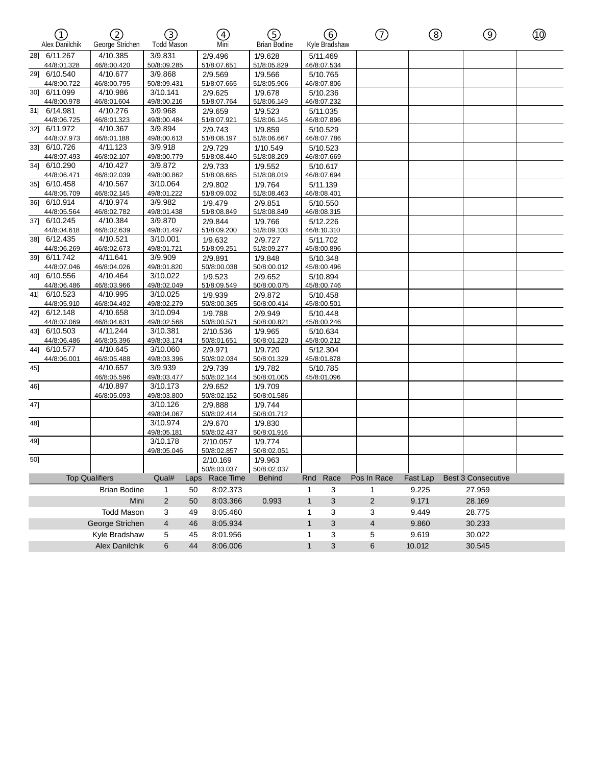| Lap | ① Alex Danilchik | ② George Strichen | ③ Todd Mason | ④ Mini | ⑤ Brian Bodine | ⑥ Kyle Bradshaw | ⑦ | ⑧ | ⑨ | ⑩ |
|---|---|---|---|---|---|---|---|---|---|---|
| 28] | 6/11.267 44/8:01.328 | 4/10.385 46/8:00.420 | 3/9.831 50/8:09.285 | 2/9.496 51/8:07.651 | 1/9.628 51/8:05.829 | 5/11.469 46/8:07.534 | | | | |
| 29] | 6/10.540 44/8:00.722 | 4/10.677 46/8:00.795 | 3/9.868 50/8:09.431 | 2/9.569 51/8:07.665 | 1/9.566 51/8:05.906 | 5/10.765 46/8:07.806 | | | | |
| 30] | 6/11.099 44/8:00.978 | 4/10.986 46/8:01.604 | 3/10.141 49/8:00.216 | 2/9.625 51/8:07.764 | 1/9.678 51/8:06.149 | 5/10.236 46/8:07.232 | | | | |
| 31] | 6/14.981 44/8:06.725 | 4/10.276 46/8:01.323 | 3/9.968 49/8:00.484 | 2/9.659 51/8:07.921 | 1/9.523 51/8:06.145 | 5/11.035 46/8:07.896 | | | | |
| 32] | 6/11.972 44/8:07.973 | 4/10.367 46/8:01.188 | 3/9.894 49/8:00.613 | 2/9.743 51/8:08.197 | 1/9.859 51/8:06.667 | 5/10.529 46/8:07.786 | | | | |
| 33] | 6/10.726 44/8:07.493 | 4/11.123 46/8:02.107 | 3/9.918 49/8:00.779 | 2/9.729 51/8:08.440 | 1/10.549 51/8:08.209 | 5/10.523 46/8:07.669 | | | | |
| 34] | 6/10.290 44/8:06.471 | 4/10.427 46/8:02.039 | 3/9.872 49/8:00.862 | 2/9.733 51/8:08.685 | 1/9.552 51/8:08.019 | 5/10.617 46/8:07.694 | | | | |
| 35] | 6/10.458 44/8:05.709 | 4/10.567 46/8:02.145 | 3/10.064 49/8:01.222 | 2/9.802 51/8:09.002 | 1/9.764 51/8:08.463 | 5/11.139 46/8:08.401 | | | | |
| 36] | 6/10.914 44/8:05.564 | 4/10.974 46/8:02.782 | 3/9.982 49/8:01.438 | 1/9.479 51/8:08.849 | 2/9.851 51/8:08.849 | 5/10.550 46/8:08.315 | | | | |
| 37] | 6/10.245 44/8:04.618 | 4/10.384 46/8:02.639 | 3/9.870 49/8:01.497 | 2/9.844 51/8:09.200 | 1/9.766 51/8:09.103 | 5/12.226 46/8:10.310 | | | | |
| 38] | 6/12.435 44/8:06.269 | 4/10.521 46/8:02.673 | 3/10.001 49/8:01.721 | 1/9.632 51/8:09.251 | 2/9.727 51/8:09.277 | 5/11.702 45/8:00.896 | | | | |
| 39] | 6/11.742 44/8:07.046 | 4/11.641 46/8:04.026 | 3/9.909 49/8:01.820 | 2/9.891 50/8:00.038 | 1/9.848 50/8:00.012 | 5/10.348 45/8:00.496 | | | | |
| 40] | 6/10.556 44/8:06.486 | 4/10.464 46/8:03.966 | 3/10.022 49/8:02.049 | 1/9.523 51/8:09.549 | 2/9.652 50/8:00.075 | 5/10.894 45/8:00.746 | | | | |
| 41] | 6/10.523 44/8:05.910 | 4/10.995 46/8:04.492 | 3/10.025 49/8:02.279 | 1/9.939 50/8:00.365 | 2/9.872 50/8:00.414 | 5/10.458 45/8:00.501 | | | | |
| 42] | 6/12.148 44/8:07.069 | 4/10.658 46/8:04.631 | 3/10.094 49/8:02.568 | 1/9.788 50/8:00.571 | 2/9.949 50/8:00.821 | 5/10.448 45/8:00.246 | | | | |
| 43] | 6/10.503 44/8:06.486 | 4/11.244 46/8:05.396 | 3/10.381 49/8:03.174 | 2/10.536 50/8:01.651 | 1/9.965 50/8:01.220 | 5/10.634 45/8:00.212 | | | | |
| 44] | 6/10.577 44/8:06.001 | 4/10.645 46/8:05.488 | 3/10.060 49/8:03.396 | 2/9.971 50/8:02.034 | 1/9.720 50/8:01.329 | 5/12.304 45/8:01.878 | | | | |
| 45] | | 4/10.657 46/8:05.596 | 3/9.939 49/8:03.477 | 2/9.739 50/8:02.144 | 1/9.782 50/8:01.005 | 5/10.785 45/8:01.096 | | | | |
| 46] | | 4/10.897 46/8:05.093 | 3/10.173 49/8:03.800 | 2/9.652 50/8:02.152 | 1/9.709 50/8:01.586 | | | | | |
| 47] | | | 3/10.126 49/8:04.067 | 2/9.888 50/8:02.414 | 1/9.744 50/8:01.712 | | | | | |
| 48] | | | 3/10.974 49/8:05.181 | 2/9.670 50/8:02.437 | 1/9.830 50/8:01.916 | | | | | |
| 49] | | | 3/10.178 49/8:05.046 | 2/10.057 50/8:02.857 | 1/9.774 50/8:02.051 | | | | | |
| 50] | | | | 2/10.169 50/8:03.037 | 1/9.963 50/8:02.037 | | | | | |

| Top Qualifiers | Qual# | Laps | Race Time | Behind | Rnd | Race | Pos In Race | Fast Lap | Best 3 Consecutive |
|---|---|---|---|---|---|---|---|---|---|
| Brian Bodine | 1 | 50 | 8:02.373 | | 1 | 3 | 1 | 9.225 | 27.959 |
| Mini | 2 | 50 | 8:03.366 | 0.993 | 1 | 3 | 2 | 9.171 | 28.169 |
| Todd Mason | 3 | 49 | 8:05.460 | | 1 | 3 | 3 | 9.449 | 28.775 |
| George Strichen | 4 | 46 | 8:05.934 | | 1 | 3 | 4 | 9.860 | 30.233 |
| Kyle Bradshaw | 5 | 45 | 8:01.956 | | 1 | 3 | 5 | 9.619 | 30.022 |
| Alex Danilchik | 6 | 44 | 8:06.006 | | 1 | 3 | 6 | 10.012 | 30.545 |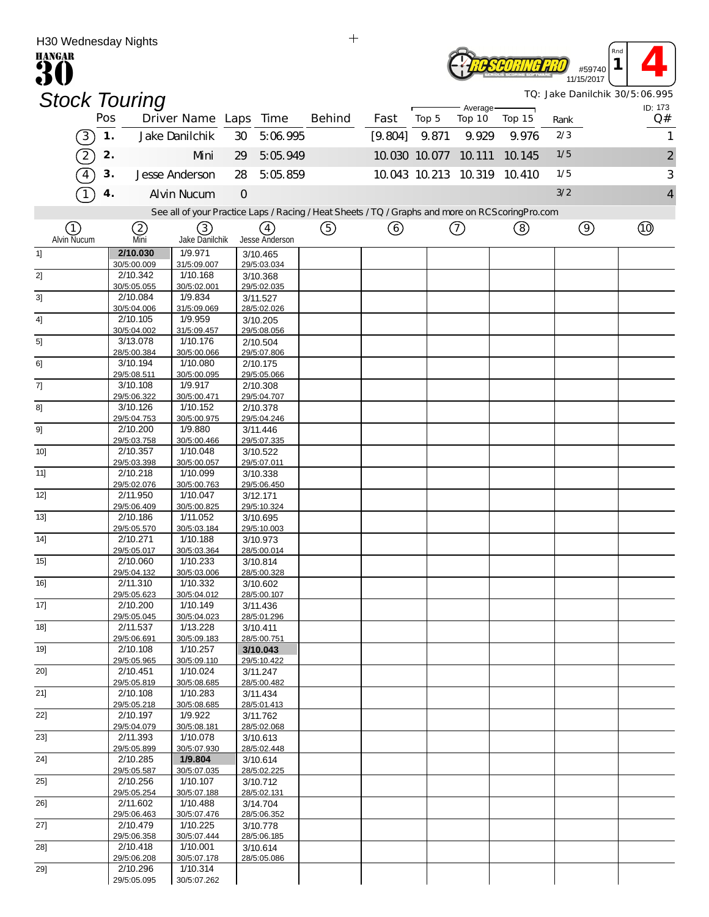H30 Wednesday Nights

**HANGAR 30**

Rnd 1 — **4**

#59740 11/15/2017

# Stock Touring

TQ: Jake Danilchik 30/5:06.995

ID: 173

| | Pos | Driver Name | Laps | Time | Behind | Fast | Top 5 | Average Top 10 | Top 15 | Rank | Q# |
|---|---|---|---|---|---|---|---|---|---|---|---|
| (3) | 1. | Jake Danilchik | 30 | 5:06.995 | | [9.804] | 9.871 | 9.929 | 9.976 | 2/3 | 1 |
| (2) | 2. | Mini | 29 | 5:05.949 | | 10.030 | 10.077 | 10.111 | 10.145 | 1/5 | 2 |
| (4) | 3. | Jesse Anderson | 28 | 5:05.859 | | 10.043 | 10.213 | 10.319 | 10.410 | 1/5 | 3 |
| (1) | 4. | Alvin Nucum | 0 | | | | | | | 3/2 | 4 |

See all of your Practice Laps / Racing / Heat Sheets / TQ / Graphs and more on RCScoringPro.com

| Lap | (1) Alvin Nucum | (2) Mini | (3) Jake Danilchik | (4) Jesse Anderson | (5) | (6) | (7) | (8) | (9) | (10) |
|---|---|---|---|---|---|---|---|---|---|---|
| 1] | | **2/10.030** 30/5:00.009 | 1/9.971 31/5:09.007 | 3/10.465 29/5:03.034 | | | | | | |
| 2] | | 2/10.342 30/5:05.055 | 1/10.168 30/5:02.001 | 3/10.368 29/5:02.035 | | | | | | |
| 3] | | 2/10.084 30/5:04.006 | 1/9.834 31/5:09.069 | 3/11.527 28/5:02.026 | | | | | | |
| 4] | | 2/10.105 30/5:04.002 | 1/9.959 31/5:09.457 | 3/10.205 29/5:08.056 | | | | | | |
| 5] | | 3/13.078 28/5:00.384 | 1/10.176 30/5:00.066 | 2/10.504 29/5:07.806 | | | | | | |
| 6] | | 3/10.194 29/5:08.511 | 1/10.080 30/5:00.095 | 2/10.175 29/5:05.066 | | | | | | |
| 7] | | 3/10.108 29/5:06.322 | 1/9.917 30/5:00.471 | 2/10.308 29/5:04.707 | | | | | | |
| 8] | | 3/10.126 29/5:04.753 | 1/10.152 30/5:00.975 | 2/10.378 29/5:04.246 | | | | | | |
| 9] | | 2/10.200 29/5:03.758 | 1/9.880 30/5:00.466 | 3/11.446 29/5:07.335 | | | | | | |
| 10] | | 2/10.357 29/5:03.398 | 1/10.048 30/5:00.057 | 3/10.522 29/5:07.011 | | | | | | |
| 11] | | 2/10.218 29/5:02.076 | 1/10.099 30/5:00.763 | 3/10.338 29/5:06.450 | | | | | | |
| 12] | | 2/11.950 29/5:06.409 | 1/10.047 30/5:00.825 | 3/12.171 29/5:10.324 | | | | | | |
| 13] | | 2/10.186 29/5:05.570 | 1/11.052 30/5:03.184 | 3/10.695 29/5:10.003 | | | | | | |
| 14] | | 2/10.271 29/5:05.017 | 1/10.188 30/5:03.364 | 3/10.973 28/5:00.014 | | | | | | |
| 15] | | 2/10.060 29/5:04.132 | 1/10.233 30/5:03.006 | 3/10.814 28/5:00.328 | | | | | | |
| 16] | | 2/11.310 29/5:05.623 | 1/10.332 30/5:04.012 | 3/10.602 28/5:00.107 | | | | | | |
| 17] | | 2/10.200 29/5:05.045 | 1/10.149 30/5:04.023 | 3/11.436 28/5:01.296 | | | | | | |
| 18] | | 2/11.537 29/5:06.691 | 1/13.228 30/5:09.183 | 3/10.411 28/5:00.751 | | | | | | |
| 19] | | 2/10.108 29/5:05.965 | 1/10.257 30/5:09.110 | **3/10.043** 29/5:10.422 | | | | | | |
| 20] | | 2/10.451 29/5:05.819 | 1/10.024 30/5:08.685 | 3/11.247 28/5:00.482 | | | | | | |
| 21] | | 2/10.108 29/5:05.218 | 1/10.283 30/5:08.685 | 3/11.434 28/5:01.413 | | | | | | |
| 22] | | 2/10.197 29/5:04.079 | 1/9.922 30/5:08.181 | 3/11.762 28/5:02.068 | | | | | | |
| 23] | | 2/11.393 29/5:05.899 | 1/10.078 30/5:07.930 | 3/10.613 28/5:02.448 | | | | | | |
| 24] | | 2/10.285 29/5:05.587 | **1/9.804** 30/5:07.035 | 3/10.614 28/5:02.225 | | | | | | |
| 25] | | 2/10.256 29/5:05.254 | 1/10.107 30/5:07.188 | 3/10.712 28/5:02.131 | | | | | | |
| 26] | | 2/11.602 29/5:06.463 | 1/10.488 30/5:07.476 | 3/14.704 28/5:06.352 | | | | | | |
| 27] | | 2/10.479 29/5:06.358 | 1/10.225 30/5:07.444 | 3/10.778 28/5:06.185 | | | | | | |
| 28] | | 2/10.418 29/5:06.208 | 1/10.001 30/5:07.178 | 3/10.614 28/5:05.086 | | | | | | |
| 29] | | 2/10.296 29/5:05.095 | 1/10.314 30/5:07.262 | | | | | | | |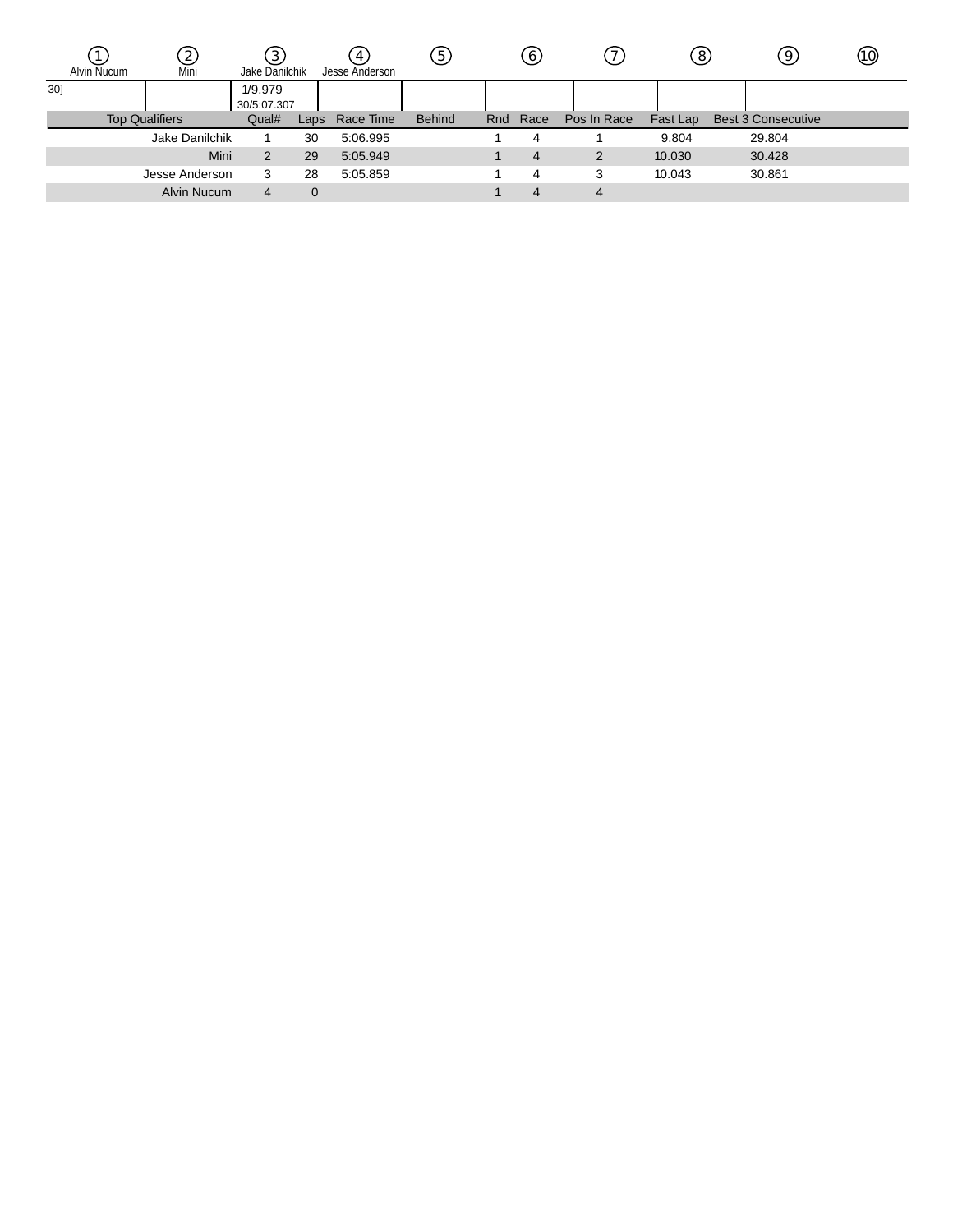| ① Alvin Nucum | ② Mini | ③ Jake Danilchik | ④ Jesse Anderson | ⑤ | ⑥ | ⑦ | ⑧ | ⑨ | ⑩ |
|---|---|---|---|---|---|---|---|---|---|
| 30] | | 1/9.979 30/5:07.307 | | | | | | | |

| Top Qualifiers | Qual# | Laps | Race Time | Behind | Rnd | Race | Pos In Race | Fast Lap | Best 3 Consecutive |
|---|---|---|---|---|---|---|---|---|---|
| Jake Danilchik | 1 | 30 | 5:06.995 | | 1 | 4 | 1 | 9.804 | 29.804 |
| Mini | 2 | 29 | 5:05.949 | | 1 | 4 | 2 | 10.030 | 30.428 |
| Jesse Anderson | 3 | 28 | 5:05.859 | | 1 | 4 | 3 | 10.043 | 30.861 |
| Alvin Nucum | 4 | 0 | | | 1 | 4 | 4 | | |